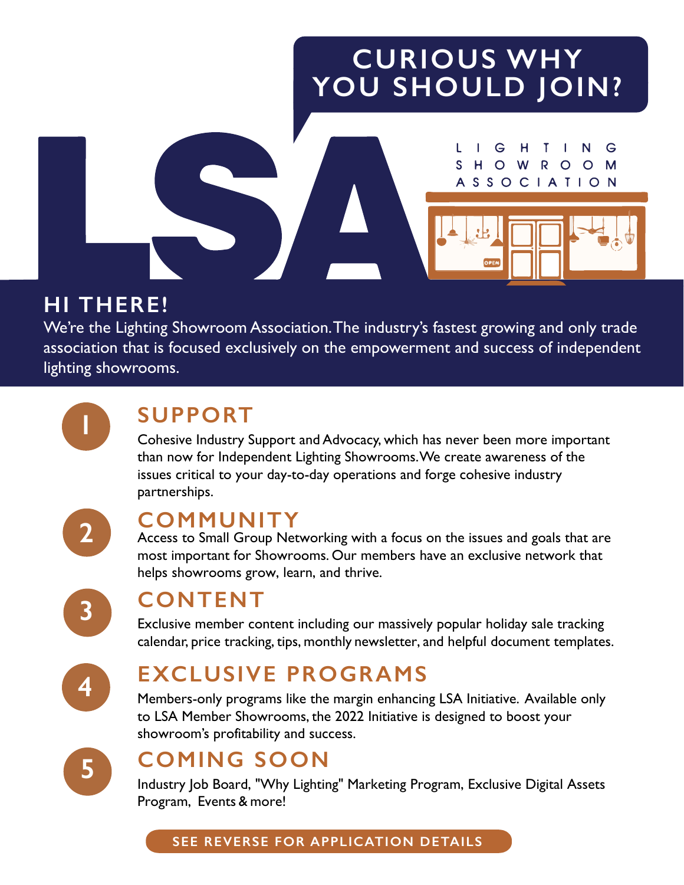# CURIOUS WHY YOU SHOULD JOIN?

LSA

LIGHTING SHOWROOM ASSOCIATION

## HI THERE!

We're the Lighting Showroom Association. The industry's fastest growing and only trade association that is focused exclusively on the empowerment and success of independent lighting showrooms.

## 1 SUPPORT

Cohesive Industry Support and Advocacy, which has never been more important than now for Independent Lighting Showrooms. We create awareness of the issues critical to your day-to-day operations and forge cohesive industry partnerships.

## 2 COMMUNITY

Access to Small Group Networking with a focus on the issues and goals that are most important for Showrooms. Our members have an exclusive network that helps showrooms grow, learn, and thrive.

## 3 CONTENT

Exclusive member content including our massively popular holiday sale tracking calendar, price tracking, tips, monthly newsletter, and helpful document templates.

## 4 EXCLUSIVE PROGRAMS

Members-only programs like the margin enhancing LSA Initiative. Available only to LSA Member Showrooms, the 2022 Initiative is designed to boost your showroom's profitability and success.

## 5 COMING SOON

Industry Job Board, "Why Lighting" Marketing Program, Exclusive Digital Assets Program, Events & more!

**SEE REVERSE FOR APPLICATION DETAILS**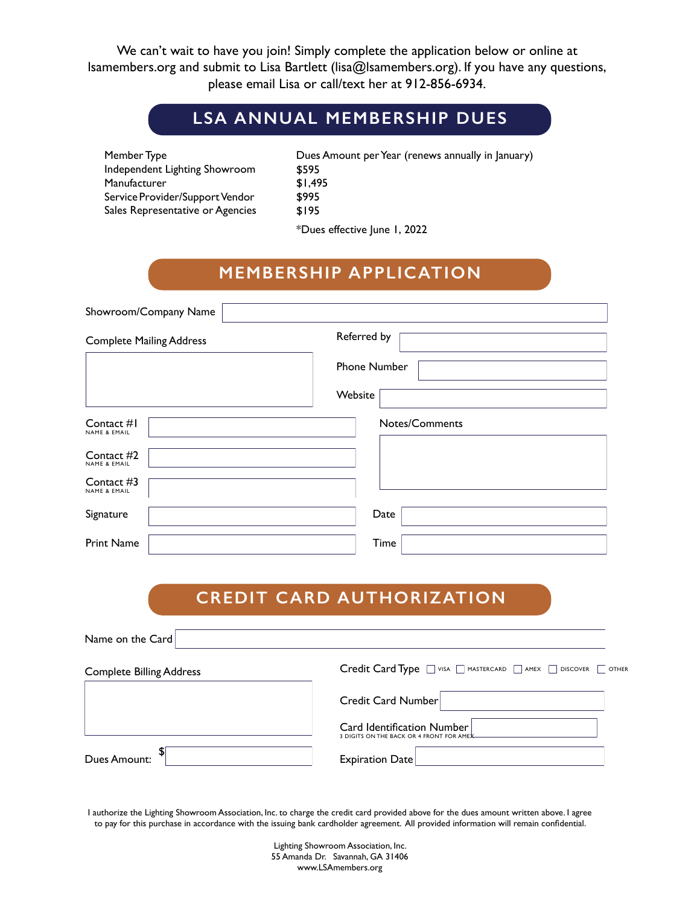We can't wait to have you join! Simply complete the application below or online at lsamembers.org and submit to Lisa Bartlett (lisa@lsamembers.org). If you have any questions, please email Lisa or call/text her at 912-856-6934.

## LSA ANNUAL MEMBERSHIP DUES

| Member Type | Dues Amount per Year (renews annually in January) |
|---|---|
| Independent Lighting Showroom | $595 |
| Manufacturer | $1,495 |
| Service Provider/Support Vendor | $995 |
| Sales Representative or Agencies | $195 |

*Dues effective June 1, 2022

## MEMBERSHIP APPLICATION

Showroom/Company Name

Complete Mailing Address

Referred by

Phone Number

Website

Contact #1 NAME & EMAIL

Contact #2 NAME & EMAIL

Contact #3 NAME & EMAIL

Notes/Comments

Signature

Date

Print Name

Time

## CREDIT CARD AUTHORIZATION

Name on the Card

Complete Billing Address

Credit Card Type ☐ VISA ☐ MASTERCARD ☐ AMEX ☐ DISCOVER ☐ OTHER

Credit Card Number

Card Identification Number 3 DIGITS ON THE BACK OR 4 FRONT FOR AMEX

Dues Amount: $

Expiration Date

I authorize the Lighting Showroom Association, Inc. to charge the credit card provided above for the dues amount written above. I agree to pay for this purchase in accordance with the issuing bank cardholder agreement. All provided information will remain confidential.

Lighting Showroom Association, Inc.
55 Amanda Dr. Savannah, GA 31406
www.LSAmembers.org